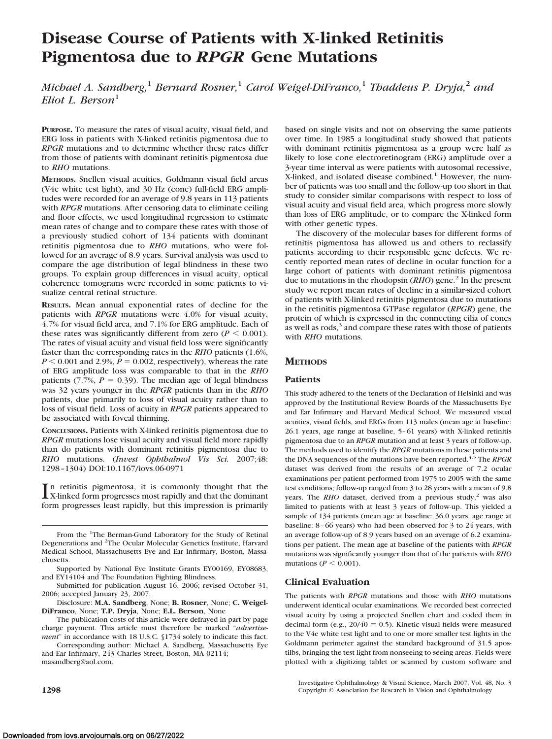# Disease Course of Patients with X-linked Retinitis Pigmentosa due to *RPGR* Gene Mutations

*Michael A. Sandberg,*[1] *Bernard Rosner,*[1] *Carol Weigel-DiFranco,*[1] *Thaddeus P. Dryja,*[2] *and Eliot L. Berson*[1]

**PURPOSE.** To measure the rates of visual acuity, visual field, and ERG loss in patients with X-linked retinitis pigmentosa due to *RPGR* mutations and to determine whether these rates differ from those of patients with dominant retinitis pigmentosa due to *RHO* mutations.

**METHODS.** Snellen visual acuities, Goldmann visual field areas (V4e white test light), and 30 Hz (cone) full-field ERG amplitudes were recorded for an average of 9.8 years in 113 patients with *RPGR* mutations. After censoring data to eliminate ceiling and floor effects, we used longitudinal regression to estimate mean rates of change and to compare these rates with those of a previously studied cohort of 134 patients with dominant retinitis pigmentosa due to *RHO* mutations, who were followed for an average of 8.9 years. Survival analysis was used to compare the age distribution of legal blindness in these two groups. To explain group differences in visual acuity, optical coherence tomograms were recorded in some patients to visualize central retinal structure.

**RESULTS.** Mean annual exponential rates of decline for the patients with *RPGR* mutations were 4.0% for visual acuity, 4.7% for visual field area, and 7.1% for ERG amplitude. Each of these rates was significantly different from zero ($P < 0.001$). The rates of visual acuity and visual field loss were significantly faster than the corresponding rates in the *RHO* patients (1.6%, $P < 0.001$ and 2.9%, $P = 0.002$, respectively), whereas the rate of ERG amplitude loss was comparable to that in the *RHO* patients (7.7%, $P = 0.39$). The median age of legal blindness was 32 years younger in the *RPGR* patients than in the *RHO* patients, due primarily to loss of visual acuity rather than to loss of visual field. Loss of acuity in *RPGR* patients appeared to be associated with foveal thinning.

**CONCLUSIONS.** Patients with X-linked retinitis pigmentosa due to *RPGR* mutations lose visual acuity and visual field more rapidly than do patients with dominant retinitis pigmentosa due to *RHO* mutations. (*Invest Ophthalmol Vis Sci.* 2007;48:1298–1304) DOI:10.1167/iovs.06-0971

In retinitis pigmentosa, it is commonly thought that the X-linked form progresses most rapidly and that the dominant form progresses least rapidly, but this impression is primarily based on single visits and not on observing the same patients over time. In 1985 a longitudinal study showed that patients with dominant retinitis pigmentosa as a group were half as likely to lose cone electroretinogram (ERG) amplitude over a 3-year time interval as were patients with autosomal recessive, X-linked, and isolated disease combined.[1] However, the number of patients was too small and the follow-up too short in that study to consider similar comparisons with respect to loss of visual acuity and visual field area, which progress more slowly than loss of ERG amplitude, or to compare the X-linked form with other genetic types.

The discovery of the molecular bases for different forms of retinitis pigmentosa has allowed us and others to reclassify patients according to their responsible gene defects. We recently reported mean rates of decline in ocular function for a large cohort of patients with dominant retinitis pigmentosa due to mutations in the rhodopsin (*RHO*) gene.[2] In the present study we report mean rates of decline in a similar-sized cohort of patients with X-linked retinitis pigmentosa due to mutations in the retinitis pigmentosa GTPase regulator (*RPGR*) gene, the protein of which is expressed in the connecting cilia of cones as well as rods,[3] and compare these rates with those of patients with *RHO* mutations.

## METHODS

### Patients

This study adhered to the tenets of the Declaration of Helsinki and was approved by the Institutional Review Boards of the Massachusetts Eye and Ear Infirmary and Harvard Medical School. We measured visual acuities, visual fields, and ERGs from 113 males (mean age at baseline: 26.1 years, age range at baseline, 5–61 years) with X-linked retinitis pigmentosa due to an *RPGR* mutation and at least 3 years of follow-up. The methods used to identify the *RPGR* mutations in these patients and the DNA sequences of the mutations have been reported.[4,5] The *RPGR* dataset was derived from the results of an average of 7.2 ocular examinations per patient performed from 1975 to 2005 with the same test conditions; follow-up ranged from 3 to 28 years with a mean of 9.8 years. The *RHO* dataset, derived from a previous study,[2] was also limited to patients with at least 3 years of follow-up. This yielded a sample of 134 patients (mean age at baseline: 36.0 years, age range at baseline: 8–66 years) who had been observed for 3 to 24 years, with an average follow-up of 8.9 years based on an average of 6.2 examinations per patient. The mean age at baseline of the patients with *RPGR* mutations was significantly younger than that of the patients with *RHO* mutations ($P < 0.001$).

### Clinical Evaluation

The patients with *RPGR* mutations and those with *RHO* mutations underwent identical ocular examinations. We recorded best corrected visual acuity by using a projected Snellen chart and coded them in decimal form (e.g., 20/40 = 0.5). Kinetic visual fields were measured to the V4e white test light and to one or more smaller test lights in the Goldmann perimeter against the standard background of 31.5 apostilbs, bringing the test light from nonseeing to seeing areas. Fields were plotted with a digitizing tablet or scanned by custom software and

From the [1]The Berman-Gund Laboratory for the Study of Retinal Degenerations and [2]The Ocular Molecular Genetics Institute, Harvard Medical School, Massachusetts Eye and Ear Infirmary, Boston, Massachusetts.

Supported by National Eye Institute Grants EY00169, EY08683, and EY14104 and The Foundation Fighting Blindness.

Submitted for publication August 16, 2006; revised October 31, 2006; accepted January 23, 2007.

Disclosure: **M.A. Sandberg**, None; **B. Rosner**, None; **C. Weigel-DiFranco**, None; **T.P. Dryja**, None; **E.L. Berson**, None

The publication costs of this article were defrayed in part by page charge payment. This article must therefore be marked "*advertisement*" in accordance with 18 U.S.C. §1734 solely to indicate this fact.

Corresponding author: Michael A. Sandberg, Massachusetts Eye and Ear Infirmary, 243 Charles Street, Boston, MA 02114; masandberg@aol.com.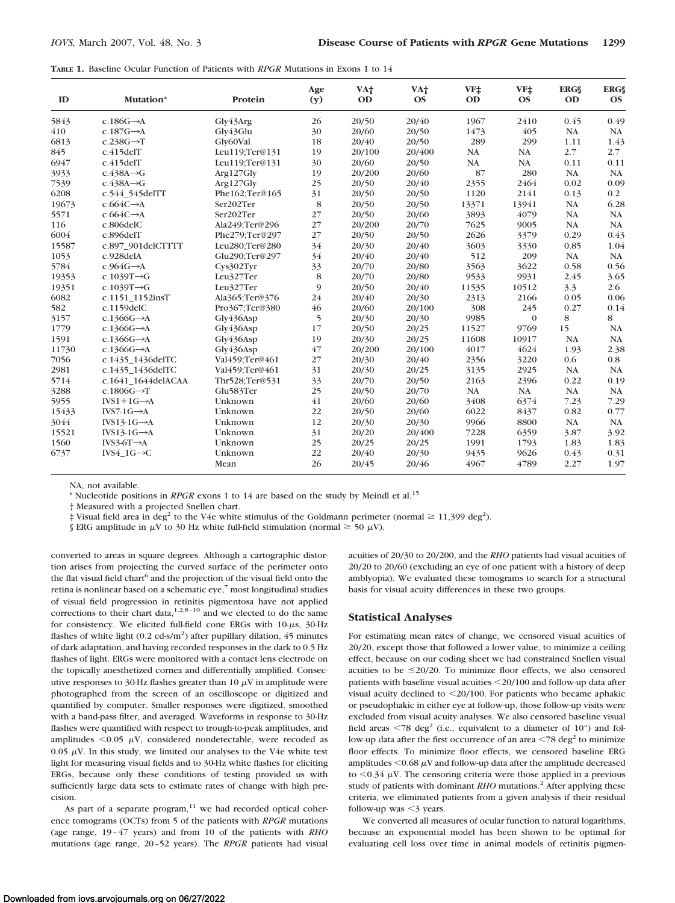**TABLE 1.** Baseline Ocular Function of Patients with *RPGR* Mutations in Exons 1 to 14

| ID | Mutation* | Protein | Age (y) | VA† OD | VA† OS | VF‡ OD | VF‡ OS | ERG§ OD | ERG§ OS |
|---|---|---|---|---|---|---|---|---|---|
| 5843 | c.186G→A | Gly43Arg | 26 | 20/50 | 20/40 | 1967 | 2410 | 0.45 | 0.49 |
| 410 | c.187G→A | Gly43Glu | 30 | 20/60 | 20/50 | 1473 | 405 | NA | NA |
| 6813 | c.238G→T | Gly60Val | 18 | 20/40 | 20/50 | 289 | 299 | 1.11 | 1.43 |
| 845 | c.415delT | Leu119;Ter@131 | 19 | 20/100 | 20/400 | NA | NA | 2.7 | 2.7 |
| 6947 | c.415delT | Leu119;Ter@131 | 30 | 20/60 | 20/50 | NA | NA | 0.11 | 0.11 |
| 3933 | c.438A→G | Arg127Gly | 19 | 20/200 | 20/60 | 87 | 280 | NA | NA |
| 7539 | c.438A→G | Arg127Gly | 25 | 20/50 | 20/40 | 2355 | 2464 | 0.02 | 0.09 |
| 6208 | c.544_545delTT | Phe162;Ter@165 | 31 | 20/50 | 20/50 | 1120 | 2141 | 0.13 | 0.2 |
| 19673 | c.664C→A | Ser202Ter | 8 | 20/50 | 20/50 | 13371 | 13941 | NA | 6.28 |
| 5571 | c.664C→A | Ser202Ter | 27 | 20/50 | 20/60 | 3893 | 4079 | NA | NA |
| 116 | c.806delC | Ala249;Ter@296 | 27 | 20/200 | 20/70 | 7625 | 9005 | NA | NA |
| 6004 | c.896delT | Phe279;Ter@297 | 27 | 20/50 | 20/50 | 2626 | 3379 | 0.29 | 0.43 |
| 15587 | c.897_901delCTTTT | Leu280;Ter@280 | 34 | 20/30 | 20/40 | 3603 | 3330 | 0.85 | 1.04 |
| 1053 | c.928delA | Glu290;Ter@297 | 34 | 20/40 | 20/40 | 512 | 209 | NA | NA |
| 5784 | c.964G→A | Cys302Tyr | 33 | 20/70 | 20/80 | 3563 | 3622 | 0.58 | 0.56 |
| 19353 | c.1039T→G | Leu327Ter | 8 | 20/70 | 20/80 | 9533 | 9931 | 2.45 | 3.65 |
| 19351 | c.1039T→G | Leu327Ter | 9 | 20/50 | 20/40 | 11535 | 10512 | 3.3 | 2.6 |
| 6082 | c.1151_1152insT | Ala365;Ter@376 | 24 | 20/40 | 20/30 | 2313 | 2166 | 0.05 | 0.06 |
| 582 | c.1159delC | Pro367;Ter@380 | 46 | 20/60 | 20/100 | 308 | 245 | 0.27 | 0.14 |
| 3157 | c.1366G→A | Gly436Asp | 5 | 20/30 | 20/30 | 9985 | 0 | 8 | 8 |
| 1779 | c.1366G→A | Gly436Asp | 17 | 20/50 | 20/25 | 11527 | 9769 | 15 | NA |
| 1591 | c.1366G→A | Gly436Asp | 19 | 20/30 | 20/25 | 11608 | 10917 | NA | NA |
| 11730 | c.1366G→A | Gly436Asp | 47 | 20/200 | 20/100 | 4017 | 4624 | 1.93 | 2.38 |
| 7056 | c.1435_1436delTC | Val459;Ter@461 | 27 | 20/30 | 20/40 | 2356 | 3220 | 0.6 | 0.8 |
| 2981 | c.1435_1436delTC | Val459;Ter@461 | 31 | 20/30 | 20/25 | 3135 | 2925 | NA | NA |
| 5714 | c.1641_1644delACAA | Thr528;Ter@531 | 33 | 20/70 | 20/50 | 2163 | 2396 | 0.22 | 0.19 |
| 3288 | c.1806G→T | Glu583Ter | 25 | 20/50 | 20/70 | NA | NA | NA | NA |
| 5955 | IVS1+1G→A | Unknown | 41 | 20/60 | 20/60 | 3408 | 6374 | 7.23 | 7.29 |
| 15433 | IVS7-1G→A | Unknown | 22 | 20/50 | 20/60 | 6022 | 8437 | 0.82 | 0.77 |
| 3044 | IVS13-1G→A | Unknown | 12 | 20/30 | 20/30 | 9966 | 8800 | NA | NA |
| 15521 | IVS13-1G→A | Unknown | 31 | 20/20 | 20/400 | 7228 | 6359 | 3.87 | 3.92 |
| 1560 | IVS3-6T→A | Unknown | 25 | 20/25 | 20/25 | 1991 | 1793 | 1.83 | 1.83 |
| 6737 | IVS4_1G→C | Unknown | 22 | 20/40 | 20/30 | 9435 | 9626 | 0.43 | 0.31 |
| | | Mean | 26 | 20/45 | 20/46 | 4967 | 4789 | 2.27 | 1.97 |

NA, not available.

\* Nucleotide positions in *RPGR* exons 1 to 14 are based on the study by Meindl et al.[15]

† Measured with a projected Snellen chart.

‡ Visual field area in deg$^2$ to the V4e white stimulus of the Goldmann perimeter (normal ≥ 11,399 deg$^2$).

§ ERG amplitude in μV to 30 Hz white full-field stimulation (normal ≥ 50 μV).

converted to areas in square degrees. Although a cartographic distortion arises from projecting the curved surface of the perimeter onto the flat visual field chart[6] and the projection of the visual field onto the retina is nonlinear based on a schematic eye,[7] most longitudinal studies of visual field progression in retinitis pigmentosa have not applied corrections to their chart data,[1,2,8–10] and we elected to do the same for consistency. We elicited full-field cone ERGs with 10-μs, 30-Hz flashes of white light (0.2 cd-s/m$^2$) after pupillary dilation, 45 minutes of dark adaptation, and having recorded responses in the dark to 0.5 Hz flashes of light. ERGs were monitored with a contact lens electrode on the topically anesthetized cornea and differentially amplified. Consecutive responses to 30-Hz flashes greater than 10 μV in amplitude were photographed from the screen of an oscilloscope or digitized and quantified by computer. Smaller responses were digitized, smoothed with a band-pass filter, and averaged. Waveforms in response to 30-Hz flashes were quantified with respect to trough-to-peak amplitudes, and amplitudes <0.05 μV, considered nondetectable, were recoded as 0.05 μV. In this study, we limited our analyses to the V4e white test light for measuring visual fields and to 30-Hz white flashes for eliciting ERGs, because only these conditions of testing provided us with sufficiently large data sets to estimate rates of change with high precision.

As part of a separate program,[11] we had recorded optical coherence tomograms (OCTs) from 5 of the patients with *RPGR* mutations (age range, 19–47 years) and from 10 of the patients with *RHO* mutations (age range, 20–52 years). The *RPGR* patients had visual acuities of 20/30 to 20/200, and the *RHO* patients had visual acuities of 20/20 to 20/60 (excluding an eye of one patient with a history of deep amblyopia). We evaluated these tomograms to search for a structural basis for visual acuity differences in these two groups.

## Statistical Analyses

For estimating mean rates of change, we censored visual acuities of 20/20, except those that followed a lower value, to minimize a ceiling effect, because on our coding sheet we had constrained Snellen visual acuities to be ≤20/20. To minimize floor effects, we also censored patients with baseline visual acuities <20/100 and follow-up data after visual acuity declined to <20/100. For patients who became aphakic or pseudophakic in either eye at follow-up, those follow-up visits were excluded from visual acuity analyses. We also censored baseline visual field areas <78 deg$^2$ (i.e., equivalent to a diameter of 10°) and follow-up data after the first occurrence of an area <78 deg$^2$ to minimize floor effects. To minimize floor effects, we censored baseline ERG amplitudes <0.68 μV and follow-up data after the amplitude decreased to <0.34 μV. The censoring criteria were those applied in a previous study of patients with dominant *RHO* mutations.[2] After applying these criteria, we eliminated patients from a given analysis if their residual follow-up was <3 years.

We converted all measures of ocular function to natural logarithms, because an exponential model has been shown to be optimal for evaluating cell loss over time in animal models of retinitis pigmen-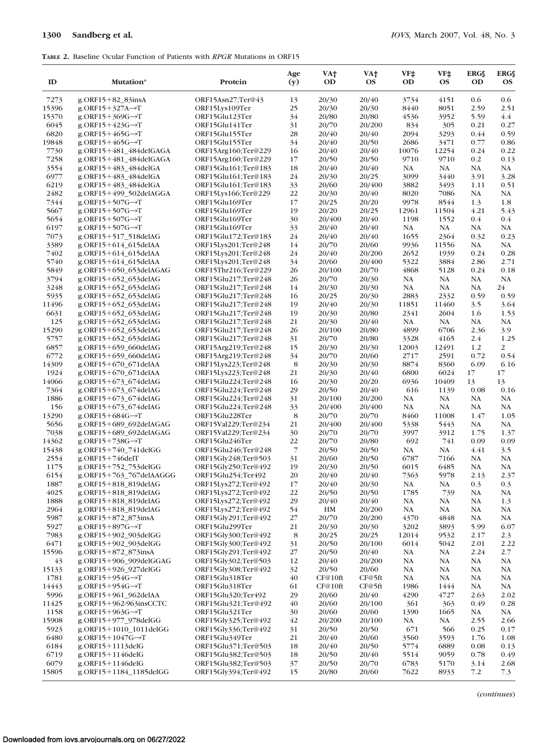**TABLE 2.** Baseline Ocular Function of Patients with *RPGR* Mutations in ORF15

| ID | Mutation* | Protein | Age (y) | VA† OD | VA† OS | VF‡ OD | VF‡ OS | ERG§ OD | ERG§ OS |
|---|---|---|---|---|---|---|---|---|---|
| 7273 | g.ORF15+82_83insA | ORF15Asn27;Ter@43 | 13 | 20/30 | 20/40 | 3734 | 4151 | 0.6 | 0.6 |
| 15396 | g.ORF15+327A→T | ORF15Lys109Ter | 25 | 20/30 | 20/30 | 8440 | 8051 | 2.59 | 2.51 |
| 15370 | g.ORF15+369G→T | ORF15Glu123Ter | 34 | 20/80 | 20/80 | 4536 | 3952 | 5.59 | 4.4 |
| 6045 | g.ORF15+423G→T | ORF15Glu141Ter | 31 | 20/70 | 20/200 | 834 | 305 | 0.21 | 0.27 |
| 6820 | g.ORF15+465G→T | ORF15Glu155Ter | 28 | 20/40 | 20/40 | 2094 | 3293 | 0.44 | 0.59 |
| 19848 | g.ORF15+465G→T | ORF15Glu155Ter | 34 | 20/40 | 20/50 | 2686 | 3471 | 0.77 | 0.86 |
| 7730 | g.ORF15+481_484delGAGA | ORF15Arg160;Ter@229 | 16 | 20/40 | 20/40 | 10076 | 12254 | 0.24 | 0.22 |
| 7258 | g.ORF15+481_484delGAGA | ORF15Arg160;Ter@229 | 17 | 20/50 | 20/50 | 9710 | 9710 | 0.2 | 0.13 |
| 3554 | g.ORF15+483_484delGA | ORF15Glu161;Ter@183 | 18 | 20/40 | 20/40 | NA | NA | NA | NA |
| 6977 | g.ORF15+483_484delGA | ORF15Glu161;Ter@183 | 24 | 20/30 | 20/25 | 3099 | 3440 | 3.91 | 3.28 |
| 6219 | g.ORF15+483_484delGA | ORF15Glu161;Ter@183 | 33 | 20/60 | 20/400 | 3882 | 3493 | 1.11 | 0.51 |
| 2482 | g.ORF15+499_502delAGGA | ORF15Lys166;Ter@229 | 22 | 20/30 | 20/40 | 8020 | 7086 | NA | NA |
| 7344 | g.ORF15+507G→T | ORF15Glu169Ter | 17 | 20/25 | 20/20 | 9978 | 8544 | 1.3 | 1.8 |
| 5667 | g.ORF15+507G→T | ORF15Glu169Ter | 19 | 20/20 | 20/25 | 12961 | 11504 | 4.21 | 5.43 |
| 5654 | g.ORF15+507G→T | ORF15Glu169Ter | 30 | 20/400 | 20/40 | 1198 | 1552 | 0.4 | 0.4 |
| 6197 | g.ORF15+507G→T | ORF15Glu169Ter | 33 | 20/40 | 20/40 | NA | NA | NA | NA |
| 7073 | g.ORF15+517_518delAG | ORF15Glu172;Ter@183 | 24 | 20/40 | 20/40 | 1655 | 2364 | 0.32 | 0.23 |
| 3389 | g.ORF15+614_615delAA | ORF15Lys201;Ter@248 | 14 | 20/70 | 20/60 | 9936 | 11556 | NA | NA |
| 7402 | g.ORF15+614_615delAA | ORF15Lys201;Ter@248 | 24 | 20/40 | 20/200 | 2652 | 1939 | 0.24 | 0.28 |
| 5740 | g.ORF15+614_615delAA | ORF15Lys201;Ter@248 | 34 | 20/60 | 20/400 | 5322 | 3884 | 2.86 | 2.71 |
| 5849 | g.ORF15+650_653delAGAG | ORF15Thr216;Ter@229 | 26 | 20/100 | 20/70 | 4868 | 5128 | 0.24 | 0.18 |
| 3794 | g.ORF15+652_653delAG | ORF15Glu217;Ter@248 | 26 | 20/70 | 20/30 | NA | NA | NA | NA |
| 3248 | g.ORF15+652_653delAG | ORF15Glu217;Ter@248 | 14 | 20/30 | 20/30 | NA | NA | NA | 24 |
| 5935 | g.ORF15+652_653delAG | ORF15Glu217;Ter@248 | 16 | 20/25 | 20/30 | 2883 | 2332 | 0.59 | 0.59 |
| 11496 | g.ORF15+652_653delAG | ORF15Glu217;Ter@248 | 19 | 20/40 | 20/30 | 11851 | 11460 | 3.5 | 3.64 |
| 6631 | g.ORF15+652_653delAG | ORF15Glu217;Ter@248 | 19 | 20/30 | 20/80 | 2341 | 2604 | 1.6 | 1.53 |
| 125 | g.ORF15+652_653delAG | ORF15Glu217;Ter@248 | 21 | 20/30 | 20/40 | NA | NA | NA | NA |
| 15290 | g.ORF15+652_653delAG | ORF15Glu217;Ter@248 | 26 | 20/100 | 20/80 | 4899 | 6706 | 2.36 | 3.9 |
| 5757 | g.ORF15+652_653delAG | ORF15Glu217;Ter@248 | 31 | 20/70 | 20/80 | 3328 | 4165 | 2.4 | 1.25 |
| 6857 | g.ORF15+659_660delAG | ORF15Arg219;Ter@248 | 15 | 20/30 | 20/30 | 12003 | 12491 | 1.2 | 2 |
| 6772 | g.ORF15+659_660delAG | ORF15Arg219;Ter@248 | 34 | 20/70 | 20/60 | 2717 | 2591 | 0.72 | 0.54 |
| 14309 | g.ORF15+670_671delAA | ORF15Lys223;Ter@248 | 8 | 20/30 | 20/30 | 8874 | 8360 | 6.09 | 6.16 |
| 1924 | g.ORF15+670_671delAA | ORF15Lys223;Ter@248 | 21 | 20/30 | 20/40 | 6800 | 6024 | 17 | 17 |
| 14066 | g.ORF15+673_674delAG | ORF15Glu224;Ter@248 | 16 | 20/30 | 20/20 | 6936 | 10409 | 13 | 13 |
| 7364 | g.ORF15+673_674delAG | ORF15Glu224;Ter@248 | 29 | 20/50 | 20/40 | 616 | 1139 | 0.08 | 0.16 |
| 1886 | g.ORF15+673_674delAG | ORF15Glu224;Ter@248 | 31 | 20/100 | 20/200 | NA | NA | NA | NA |
| 156 | g.ORF15+673_674delAG | ORF15Glu224;Ter@248 | 33 | 20/400 | 20/400 | NA | NA | NA | NA |
| 13290 | g.ORF15+684G→T | ORF15Glu228Ter | 8 | 20/70 | 20/70 | 8460 | 11008 | 1.47 | 1.05 |
| 5656 | g.ORF15+689_692delAGAG | ORF15Val229;Ter@234 | 21 | 20/400 | 20/400 | 5338 | 5443 | NA | NA |
| 7038 | g.ORF15+689_692delAGAG | ORF15Val229;Ter@234 | 30 | 20/70 | 20/70 | 3997 | 3912 | 1.75 | 1.37 |
| 14362 | g.ORF15+738G→T | ORF15Glu246Ter | 22 | 20/70 | 20/80 | 692 | 741 | 0.09 | 0.09 |
| 15438 | g.ORF15+740_741delGG | ORF15Glu246;Ter@248 | 7 | 20/50 | 20/50 | NA | NA | 4.41 | 3.5 |
| 2554 | g.ORF15+746delT | ORF15Gly248;Ter@503 | 31 | 20/60 | 20/50 | 6787 | 7166 | NA | NA |
| 1175 | g.ORF15+752_753delGG | ORF15Gly250;Ter@492 | 19 | 20/30 | 20/50 | 6015 | 6485 | NA | NA |
| 6154 | g.ORF15+763_767delAAGGG | ORF15Glu254;Ter492 | 20 | 20/40 | 20/40 | 7363 | 5978 | 2.13 | 2.37 |
| 1887 | g.ORF15+818_819delAG | ORF15Lys272;Ter@492 | 17 | 20/40 | 20/30 | NA | NA | 0.3 | 0.3 |
| 4025 | g.ORF15+818_819delAG | ORF15Lys272;Ter@492 | 22 | 20/50 | 20/50 | 1785 | 739 | NA | NA |
| 1888 | g.ORF15+818_819delAG | ORF15Lys272;Ter@492 | 29 | 20/40 | 20/40 | NA | NA | NA | 1.3 |
| 2964 | g.ORF15+818_819delAG | ORF15Lys272;Ter@492 | 54 | HM | 20/200 | NA | NA | NA | NA |
| 5987 | g.ORF15+872_873insA | ORF15Gly291;Ter@492 | 27 | 20/70 | 20/200 | 4370 | 4848 | NA | NA |
| 5927 | g.ORF15+897G→T | ORF15Glu299Ter | 21 | 20/30 | 20/30 | 3202 | 3893 | 5.99 | 6.07 |
| 7983 | g.ORF15+902_903delGG | ORF15Gly300;Ter@492 | 8 | 20/25 | 20/25 | 12014 | 9532 | 2.17 | 2.3 |
| 6471 | g.ORF15+902_903delGG | ORF15Gly300;Ter@492 | 31 | 20/50 | 20/100 | 6014 | 5042 | 2.01 | 2.22 |
| 15596 | g.ORF15+872_873insA | ORF15Gly291;Ter@492 | 27 | 20/50 | 20/40 | NA | NA | 2.24 | 2.7 |
| 43 | g.ORF15+906_909delGGAG | ORF15Gly302;Ter@503 | 12 | 20/40 | 20/200 | NA | NA | NA | NA |
| 15133 | g.ORF15+926_927delGG | ORF15Gly308;Ter@492 | 32 | 20/50 | 20/60 | NA | NA | NA | NA |
| 1781 | g.ORF15+954G→T | ORF15Glu318Ter | 40 | CF@10ft | CF@5ft | NA | NA | NA | NA |
| 14443 | g.ORF15+954G→T | ORF15Glu318Ter | 61 | CF@10ft | CF@5ft | 1986 | 1444 | NA | NA |
| 5996 | g.ORF15+961_962delAA | ORF15Glu320;Ter492 | 29 | 20/60 | 20/40 | 4290 | 4727 | 2.63 | 2.02 |
| 11425 | g.ORF15+962-963insCCTC | ORF15Glu321;Ter@492 | 40 | 20/60 | 20/100 | 361 | 363 | 0.49 | 0.28 |
| 1158 | g.ORF15+963G→T | ORF15Glu321Ter | 30 | 20/60 | 20/60 | 1390 | 1665 | NA | NA |
| 15908 | g.ORF15+977_978delGG | ORF15Gly325;Ter@492 | 42 | 20/200 | 20/100 | NA | NA | 2.55 | 2.66 |
| 5923 | g.ORF15+1010_1011delGG | ORF15Gly336;Ter@492 | 31 | 20/50 | 20/50 | 671 | 566 | 0.25 | 0.17 |
| 6480 | g.ORF15+1047G→T | ORF15Glu349Ter | 21 | 20/40 | 20/60 | 3560 | 3593 | 1.76 | 1.08 |
| 6184 | g.ORF15+1113delG | ORF15Glu371;Ter@503 | 18 | 20/40 | 20/50 | 5774 | 6889 | 0.08 | 0.13 |
| 6719 | g.ORF15+1146delG | ORF15Glu382;Ter@503 | 18 | 20/50 | 20/40 | 5514 | 9059 | 0.78 | 0.49 |
| 6079 | g.ORF15+1146delG | ORF15Glu382;Ter@503 | 37 | 20/50 | 20/70 | 6783 | 5170 | 3.14 | 2.68 |
| 15805 | g.ORF15+1184_1185delGG | ORF15Gly394;Ter@492 | 15 | 20/80 | 20/60 | 7622 | 8933 | 7.2 | 7.3 |

(*continues*)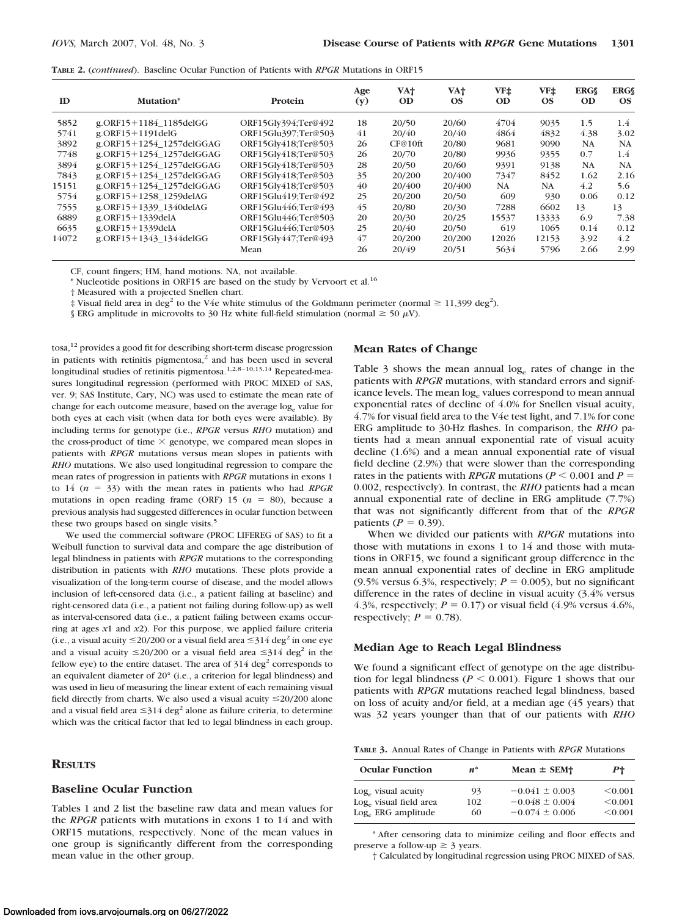**Table 2.** (*continued*). Baseline Ocular Function of Patients with *RPGR* Mutations in ORF15

| ID | Mutation* | Protein | Age (y) | VA† OD | VA† OS | VF‡ OD | VF‡ OS | ERG§ OD | ERG§ OS |
|---|---|---|---|---|---|---|---|---|---|
| 5852 | g.ORF15+1184_1185delGG | ORF15Gly394;Ter@492 | 18 | 20/50 | 20/60 | 4704 | 9035 | 1.5 | 1.4 |
| 5741 | g.ORF15+1191delG | ORF15Glu397;Ter@503 | 41 | 20/40 | 20/40 | 4864 | 4832 | 4.38 | 3.02 |
| 3892 | g.ORF15+1254_1257delGGAG | ORF15Gly418;Ter@503 | 26 | CF@10ft | 20/80 | 9681 | 9090 | NA | NA |
| 7748 | g.ORF15+1254_1257delGGAG | ORF15Gly418;Ter@503 | 26 | 20/70 | 20/80 | 9936 | 9355 | 0.7 | 1.4 |
| 3894 | g.ORF15+1254_1257delGGAG | ORF15Gly418;Ter@503 | 28 | 20/50 | 20/60 | 9391 | 9138 | NA | NA |
| 7843 | g.ORF15+1254_1257delGGAG | ORF15Gly418;Ter@503 | 35 | 20/200 | 20/400 | 7347 | 8452 | 1.62 | 2.16 |
| 15151 | g.ORF15+1254_1257delGGAG | ORF15Gly418;Ter@503 | 40 | 20/400 | 20/400 | NA | NA | 4.2 | 5.6 |
| 5754 | g.ORF15+1258_1259delAG | ORF15Glu419;Ter@492 | 25 | 20/200 | 20/50 | 609 | 930 | 0.06 | 0.12 |
| 7555 | g.ORF15+1339_1340delAG | ORF15Glu446;Ter@493 | 45 | 20/80 | 20/30 | 7288 | 6602 | 13 | 13 |
| 6889 | g.ORF15+1339delA | ORF15Glu446;Ter@503 | 20 | 20/30 | 20/25 | 15537 | 13333 | 6.9 | 7.38 |
| 6635 | g.ORF15+1339delA | ORF15Glu446;Ter@503 | 25 | 20/40 | 20/50 | 619 | 1065 | 0.14 | 0.12 |
| 14072 | g.ORF15+1343_1344delGG | ORF15Gly447;Ter@493 | 47 | 20/200 | 20/200 | 12026 | 12153 | 3.92 | 4.2 |
| | | Mean | 26 | 20/49 | 20/51 | 5634 | 5796 | 2.66 | 2.99 |

CF, count fingers; HM, hand motions. NA, not available.

\* Nucleotide positions in ORF15 are based on the study by Vervoort et al.[16]

† Measured with a projected Snellen chart.

‡ Visual field area in deg$^2$ to the V4e white stimulus of the Goldmann perimeter (normal ≥ 11,399 deg$^2$).

§ ERG amplitude in microvolts to 30 Hz white full-field stimulation (normal ≥ 50 μV).

tosa,[12] provides a good fit for describing short-term disease progression in patients with retinitis pigmentosa,[2] and has been used in several longitudinal studies of retinitis pigmentosa.[1,2,8–10,13,14] Repeated-measures longitudinal regression (performed with PROC MIXED of SAS, ver. 9; SAS Institute, Cary, NC) was used to estimate the mean rate of change for each outcome measure, based on the average $\log_e$ value for both eyes at each visit (when data for both eyes were available). By including terms for genotype (i.e., *RPGR* versus *RHO* mutation) and the cross-product of time × genotype, we compared mean slopes in patients with *RPGR* mutations versus mean slopes in patients with *RHO* mutations. We also used longitudinal regression to compare the mean rates of progression in patients with *RPGR* mutations in exons 1 to 14 ($n = 33$) with the mean rates in patients who had *RPGR* mutations in open reading frame (ORF) 15 ($n = 80$), because a previous analysis had suggested differences in ocular function between these two groups based on single visits.[5]

We used the commercial software (PROC LIFEREG of SAS) to fit a Weibull function to survival data and compare the age distribution of legal blindness in patients with *RPGR* mutations to the corresponding distribution in patients with *RHO* mutations. These plots provide a visualization of the long-term course of disease, and the model allows inclusion of left-censored data (i.e., a patient failing at baseline) and right-censored data (i.e., a patient not failing during follow-up) as well as interval-censored data (i.e., a patient failing between exams occurring at ages $x1$ and $x2$). For this purpose, we applied failure criteria (i.e., a visual acuity ≤20/200 or a visual field area ≤314 deg$^2$ in one eye and a visual acuity ≤20/200 or a visual field area ≤314 deg$^2$ in the fellow eye) to the entire dataset. The area of 314 deg$^2$ corresponds to an equivalent diameter of 20° (i.e., a criterion for legal blindness) and was used in lieu of measuring the linear extent of each remaining visual field directly from charts. We also used a visual acuity ≤20/200 alone and a visual field area ≤314 deg$^2$ alone as failure criteria, to determine which was the critical factor that led to legal blindness in each group.

## Results

### Baseline Ocular Function

Tables 1 and 2 list the baseline raw data and mean values for the *RPGR* patients with mutations in exons 1 to 14 and with ORF15 mutations, respectively. None of the mean values in one group is significantly different from the corresponding mean value in the other group.

### Mean Rates of Change

Table 3 shows the mean annual $\log_e$ rates of change in the patients with *RPGR* mutations, with standard errors and significance levels. The mean $\log_e$ values correspond to mean annual exponential rates of decline of 4.0% for Snellen visual acuity, 4.7% for visual field area to the V4e test light, and 7.1% for cone ERG amplitude to 30-Hz flashes. In comparison, the *RHO* patients had a mean annual exponential rate of visual acuity decline (1.6%) and a mean annual exponential rate of visual field decline (2.9%) that were slower than the corresponding rates in the patients with *RPGR* mutations ($P < 0.001$ and $P = 0.002$, respectively). In contrast, the *RHO* patients had a mean annual exponential rate of decline in ERG amplitude (7.7%) that was not significantly different from that of the *RPGR* patients ($P = 0.39$).

When we divided our patients with *RPGR* mutations into those with mutations in exons 1 to 14 and those with mutations in ORF15, we found a significant group difference in the mean annual exponential rates of decline in ERG amplitude (9.5% versus 6.3%, respectively; $P = 0.005$), but no significant difference in the rates of decline in visual acuity (3.4% versus 4.3%, respectively; $P = 0.17$) or visual field (4.9% versus 4.6%, respectively; $P = 0.78$).

### Median Age to Reach Legal Blindness

We found a significant effect of genotype on the age distribution for legal blindness ($P < 0.001$). Figure 1 shows that our patients with *RPGR* mutations reached legal blindness, based on loss of acuity and/or field, at a median age (45 years) that was 32 years younger than that of our patients with *RHO*

**Table 3.** Annual Rates of Change in Patients with *RPGR* Mutations

| Ocular Function | $n$* | Mean ± SEM† | $P$† |
|---|---|---|---|
| $\log_e$ visual acuity | 93 | −0.041 ± 0.003 | <0.001 |
| $\log_e$ visual field area | 102 | −0.048 ± 0.004 | <0.001 |
| $\log_e$ ERG amplitude | 60 | −0.074 ± 0.006 | <0.001 |

\* After censoring data to minimize ceiling and floor effects and preserve a follow-up ≥ 3 years.

† Calculated by longitudinal regression using PROC MIXED of SAS.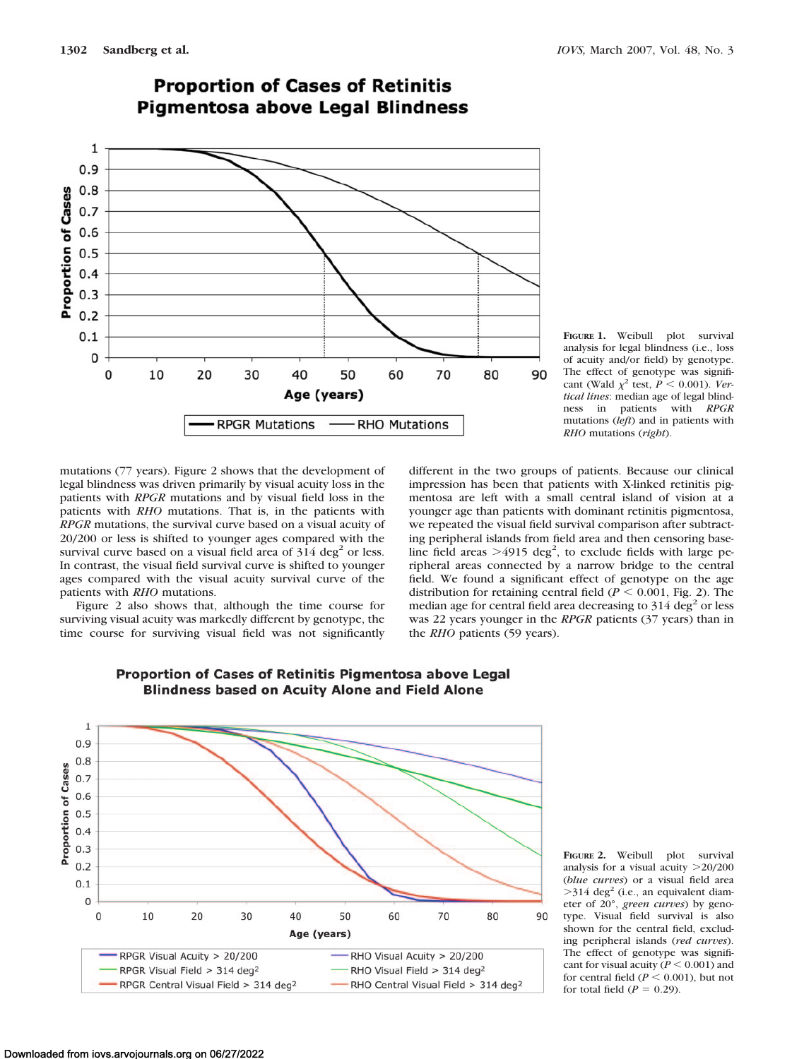**FIGURE 1.** Weibull plot survival analysis for legal blindness (i.e., loss of acuity and/or field) by genotype. The effect of genotype was significant (Wald $\chi^2$ test, $P < 0.001$). *Vertical lines*: median age of legal blindness in patients with *RPGR* mutations (*left*) and in patients with *RHO* mutations (*right*).

mutations (77 years). Figure 2 shows that the development of legal blindness was driven primarily by visual acuity loss in the patients with *RPGR* mutations and by visual field loss in the patients with *RHO* mutations. That is, in the patients with *RPGR* mutations, the survival curve based on a visual acuity of 20/200 or less is shifted to younger ages compared with the survival curve based on a visual field area of 314 deg$^2$ or less. In contrast, the visual field survival curve is shifted to younger ages compared with the visual acuity survival curve of the patients with *RHO* mutations.

Figure 2 also shows that, although the time course for surviving visual acuity was markedly different by genotype, the time course for surviving visual field was not significantly different in the two groups of patients. Because our clinical impression has been that patients with X-linked retinitis pigmentosa are left with a small central island of vision at a younger age than patients with dominant retinitis pigmentosa, we repeated the visual field survival comparison after subtracting peripheral islands from field area and then censoring baseline field areas >4915 deg$^2$, to exclude fields with large peripheral areas connected by a narrow bridge to the central field. We found a significant effect of genotype on the age distribution for retaining central field ($P < 0.001$, Fig. 2). The median age for central field area decreasing to 314 deg$^2$ or less was 22 years younger in the *RPGR* patients (37 years) than in the *RHO* patients (59 years).

**FIGURE 2.** Weibull plot survival analysis for a visual acuity >20/200 (*blue curves*) or a visual field area >314 deg$^2$ (i.e., an equivalent diameter of 20°, *green curves*) by genotype. Visual field survival is also shown for the central field, excluding peripheral islands (*red curves*). The effect of genotype was significant for visual acuity ($P < 0.001$) and for central field ($P < 0.001$), but not for total field ($P = 0.29$).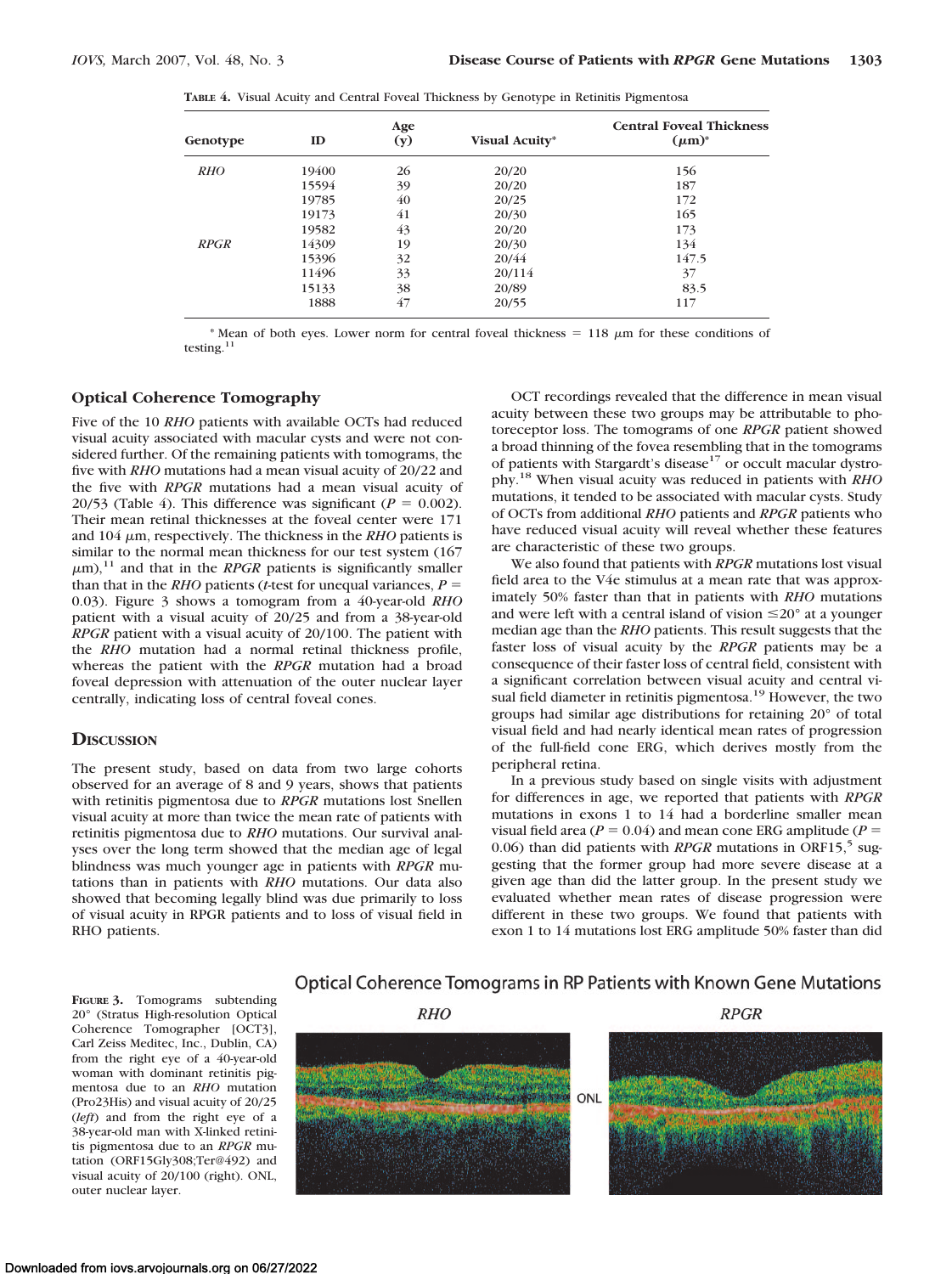**TABLE 4.** Visual Acuity and Central Foveal Thickness by Genotype in Retinitis Pigmentosa

| Genotype | ID | Age (y) | Visual Acuity* | Central Foveal Thickness (μm)* |
|---|---|---|---|---|
| *RHO* | 19400 | 26 | 20/20 | 156 |
| | 15594 | 39 | 20/20 | 187 |
| | 19785 | 40 | 20/25 | 172 |
| | 19173 | 41 | 20/30 | 165 |
| | 19582 | 43 | 20/20 | 173 |
| *RPGR* | 14309 | 19 | 20/30 | 134 |
| | 15396 | 32 | 20/44 | 147.5 |
| | 11496 | 33 | 20/114 | 37 |
| | 15133 | 38 | 20/89 | 83.5 |
| | 1888 | 47 | 20/55 | 117 |

* Mean of both eyes. Lower norm for central foveal thickness = 118 μm for these conditions of testing.[11]

### Optical Coherence Tomography

Five of the 10 *RHO* patients with available OCTs had reduced visual acuity associated with macular cysts and were not considered further. Of the remaining patients with tomograms, the five with *RHO* mutations had a mean visual acuity of 20/22 and the five with *RPGR* mutations had a mean visual acuity of 20/53 (Table 4). This difference was significant ($P = 0.002$). Their mean retinal thicknesses at the foveal center were 171 and 104 μm, respectively. The thickness in the *RHO* patients is similar to the normal mean thickness for our test system (167 μm),[11] and that in the *RPGR* patients is significantly smaller than that in the *RHO* patients (*t*-test for unequal variances, $P = 0.03$). Figure 3 shows a tomogram from a 40-year-old *RHO* patient with a visual acuity of 20/25 and from a 38-year-old *RPGR* patient with a visual acuity of 20/100. The patient with the *RHO* mutation had a normal retinal thickness profile, whereas the patient with the *RPGR* mutation had a broad foveal depression with attenuation of the outer nuclear layer centrally, indicating loss of central foveal cones.

## Discussion

The present study, based on data from two large cohorts observed for an average of 8 and 9 years, shows that patients with retinitis pigmentosa due to *RPGR* mutations lost Snellen visual acuity at more than twice the mean rate of patients with retinitis pigmentosa due to *RHO* mutations. Our survival analyses over the long term showed that the median age of legal blindness was much younger age in patients with *RPGR* mutations than in patients with *RHO* mutations. Our data also showed that becoming legally blind was due primarily to loss of visual acuity in RPGR patients and to loss of visual field in RHO patients.

OCT recordings revealed that the difference in mean visual acuity between these two groups may be attributable to photoreceptor loss. The tomograms of one *RPGR* patient showed a broad thinning of the fovea resembling that in the tomograms of patients with Stargardt's disease[17] or occult macular dystrophy.[18] When visual acuity was reduced in patients with *RHO* mutations, it tended to be associated with macular cysts. Study of OCTs from additional *RHO* patients and *RPGR* patients who have reduced visual acuity will reveal whether these features are characteristic of these two groups.

We also found that patients with *RPGR* mutations lost visual field area to the V4e stimulus at a mean rate that was approximately 50% faster than that in patients with *RHO* mutations and were left with a central island of vision ≤20° at a younger median age than the *RHO* patients. This result suggests that the faster loss of visual acuity by the *RPGR* patients may be a consequence of their faster loss of central field, consistent with a significant correlation between visual acuity and central visual field diameter in retinitis pigmentosa.[19] However, the two groups had similar age distributions for retaining 20° of total visual field and had nearly identical mean rates of progression of the full-field cone ERG, which derives mostly from the peripheral retina.

In a previous study based on single visits with adjustment for differences in age, we reported that patients with *RPGR* mutations in exons 1 to 14 had a borderline smaller mean visual field area ($P = 0.04$) and mean cone ERG amplitude ($P = 0.06$) than did patients with *RPGR* mutations in ORF15,[5] suggesting that the former group had more severe disease at a given age than did the latter group. In the present study we evaluated whether mean rates of disease progression were different in these two groups. We found that patients with exon 1 to 14 mutations lost ERG amplitude 50% faster than did

**FIGURE 3.** Tomograms subtending 20° (Stratus High-resolution Optical Coherence Tomographer [OCT3], Carl Zeiss Meditec, Inc., Dublin, CA) from the right eye of a 40-year-old woman with dominant retinitis pigmentosa due to an *RHO* mutation (Pro23His) and visual acuity of 20/25 (*left*) and from the right eye of a 38-year-old man with X-linked retinitis pigmentosa due to an *RPGR* mutation (ORF15Gly308;Ter@492) and visual acuity of 20/100 (right). ONL, outer nuclear layer.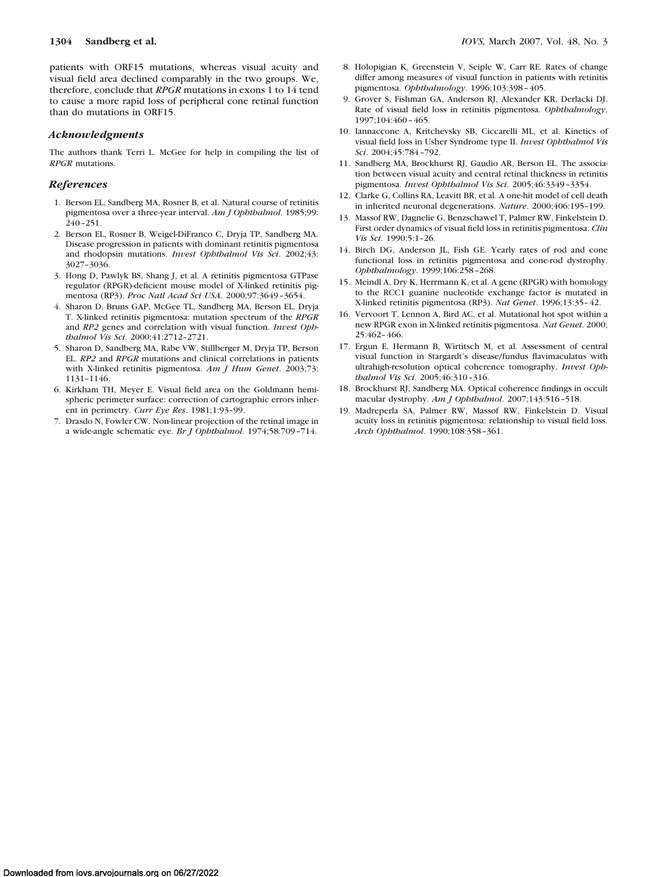patients with ORF15 mutations, whereas visual acuity and visual field area declined comparably in the two groups. We, therefore, conclude that *RPGR* mutations in exons 1 to 14 tend to cause a more rapid loss of peripheral cone retinal function than do mutations in ORF15.

### *Acknowledgments*

The authors thank Terri L. McGee for help in compiling the list of *RPGR* mutations.

### *References*

1. Berson EL, Sandberg MA, Rosner B, et al. Natural course of retinitis pigmentosa over a three-year interval. *Am J Ophthalmol*. 1985;99:240–251.
2. Berson EL, Rosner B, Weigel-DiFranco C, Dryja TP, Sandberg MA. Disease progression in patients with dominant retinitis pigmentosa and rhodopsin mutations. *Invest Ophthalmol Vis Sci*. 2002;43:3027–3036.
3. Hong D, Pawlyk BS, Shang J, et al. A retinitis pigmentosa GTPase regulator (RPGR)-deficient mouse model of X-linked retinitis pigmentosa (RP3). *Proc Natl Acad Sci USA*. 2000;97:3649–3654.
4. Sharon D, Bruns GAP, McGee TL, Sandberg MA, Berson EL, Dryja T. X-linked retinitis pigmentosa: mutation spectrum of the *RPGR* and *RP2* genes and correlation with visual function. *Invest Ophthalmol Vis Sci*. 2000;41:2712–2721.
5. Sharon D, Sandberg MA, Rabe VW, Stillberger M, Dryja TP, Berson EL. *RP2* and *RPGR* mutations and clinical correlations in patients with X-linked retinitis pigmentosa. *Am J Hum Genet*. 2003;73:1131–1146.
6. Kirkham TH, Meyer E. Visual field area on the Goldmann hemispheric perimeter surface: correction of cartographic errors inherent in perimetry. *Curr Eye Res*. 1981;1:93–99.
7. Drasdo N, Fowler CW. Non-linear projection of the retinal image in a wide-angle schematic eye. *Br J Ophthalmol*. 1974;58:709–714.
8. Holopigian K, Greenstein V, Seiple W, Carr RE. Rates of change differ among measures of visual function in patients with retinitis pigmentosa. *Ophthalmology*. 1996;103:398–405.
9. Grover S, Fishman GA, Anderson RJ, Alexander KR, Derlacki DJ. Rate of visual field loss in retinitis pigmentosa. *Ophthalmology*. 1997;104:460–465.
10. Iannaccone A, Kritchevsky SB, Ciccarelli ML, et al. Kinetics of visual field loss in Usher Syndrome type II. *Invest Ophthalmol Vis Sci*. 2004;45:784–792.
11. Sandberg MA, Brockhurst RJ, Gaudio AR, Berson EL. The association between visual acuity and central retinal thickness in retinitis pigmentosa. *Invest Ophthalmol Vis Sci*. 2005;46:3349–3354.
12. Clarke G, Collins RA, Leavitt BR, et al. A one-hit model of cell death in inherited neuronal degenerations. *Nature*. 2000;406:195–199.
13. Massof RW, Dagnelie G, Benzschawel T, Palmer RW, Finkelstein D. First order dynamics of visual field loss in retinitis pigmentosa. *Clin Vis Sci*. 1990;5:1–26.
14. Birch DG, Anderson JL, Fish GE. Yearly rates of rod and cone functional loss in retinitis pigmentosa and cone-rod dystrophy. *Ophthalmology*. 1999;106:258–268.
15. Meindl A, Dry K, Herrmann K, et al. A gene (RPGR) with homology to the RCC1 guanine nucleotide exchange factor is mutated in X-linked retinitis pigmentosa (RP3). *Nat Genet*. 1996;13:35–42.
16. Vervoort T, Lennon A, Bird AC, et al. Mutational hot spot within a new RPGR exon in X-linked retinitis pigmentosa. *Nat Genet*. 2000;25:462–466.
17. Ergun E, Hermann B, Wirtitsch M, et al. Assessment of central visual function in Stargardt's disease/fundus flavimaculatus with ultrahigh-resolution optical coherence tomography. *Invest Ophthalmol Vis Sci*. 2005;46:310–316.
18. Brockhurst RJ, Sandberg MA. Optical coherence findings in occult macular dystrophy. *Am J Ophthalmol*. 2007;143:516–518.
19. Madreperla SA, Palmer RW, Massof RW, Finkelstein D. Visual acuity loss in retinitis pigmentosa: relationship to visual field loss. *Arch Ophthalmol*. 1990;108:358–361.